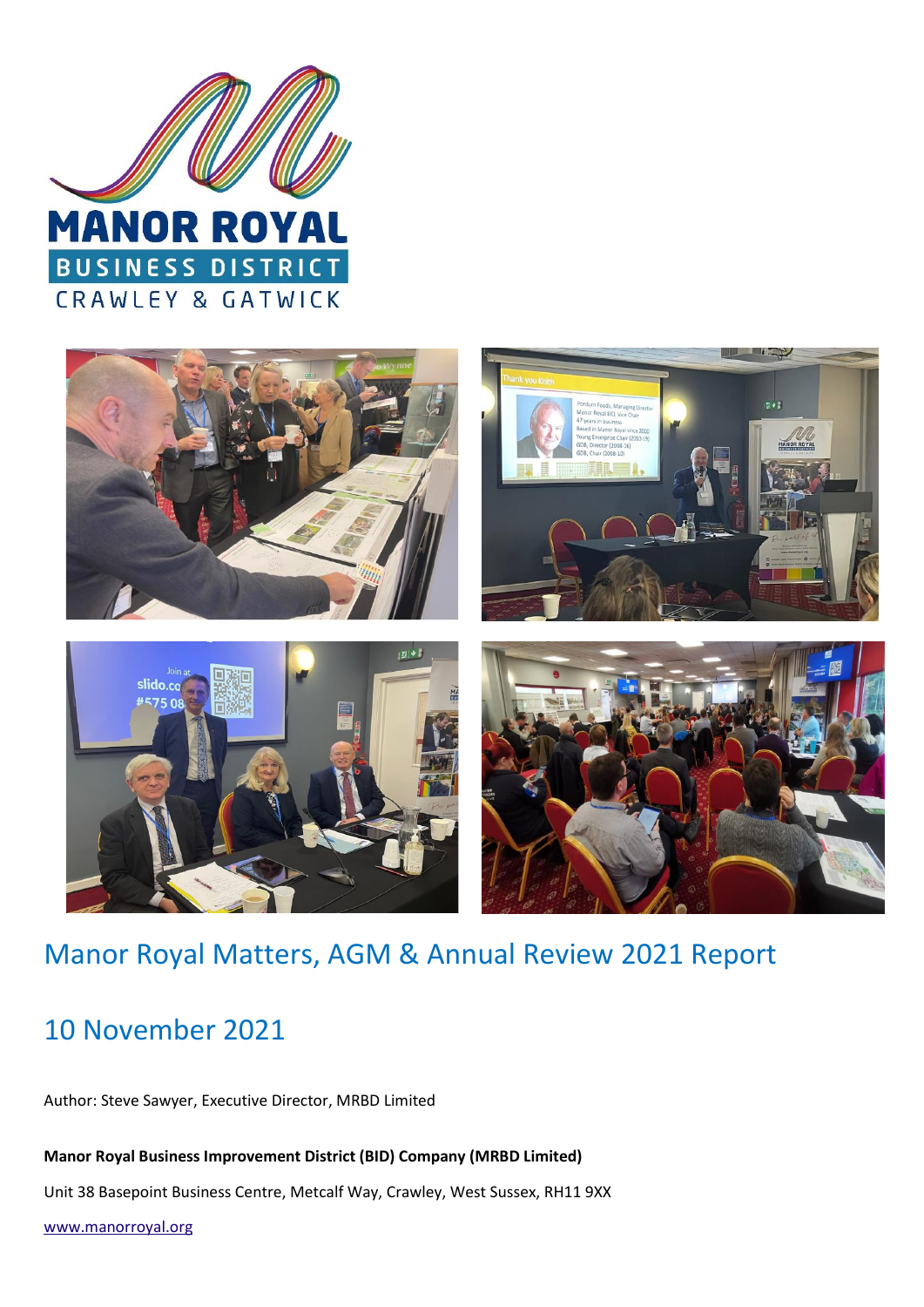# Manor Royal Matters, AGM & Annual Review 2021 Report

## 10 November 2021

Author: Steve Sawyer, Executive Director, MRBD Limited

**Manor Royal Business Improvement District (BID) Company (MRBD Limited)**

Unit 38 Basepoint Business Centre, Metcalf Way, Crawley, West Sussex, RH11 9XX

www.manorroyal.org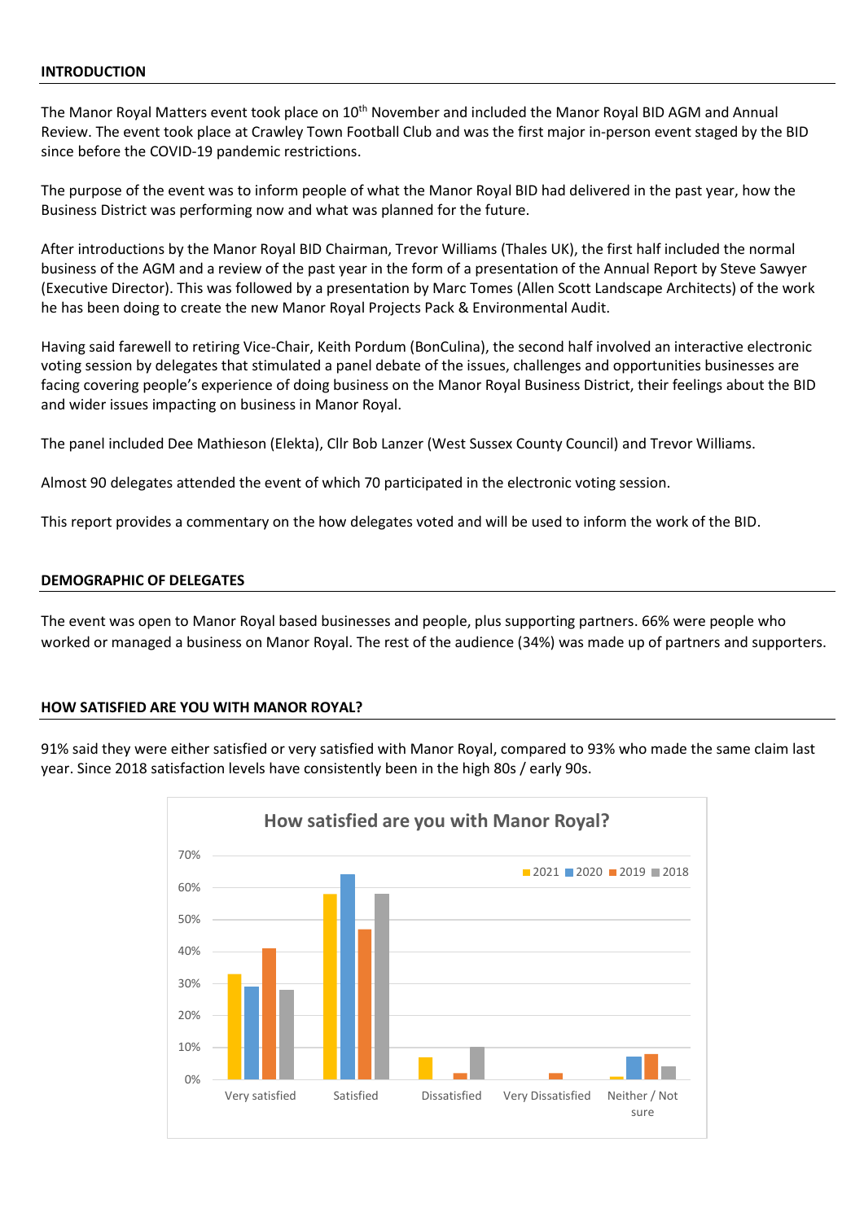## INTRODUCTION

The Manor Royal Matters event took place on 10th November and included the Manor Royal BID AGM and Annual Review. The event took place at Crawley Town Football Club and was the first major in-person event staged by the BID since before the COVID-19 pandemic restrictions.

The purpose of the event was to inform people of what the Manor Royal BID had delivered in the past year, how the Business District was performing now and what was planned for the future.

After introductions by the Manor Royal BID Chairman, Trevor Williams (Thales UK), the first half included the normal business of the AGM and a review of the past year in the form of a presentation of the Annual Report by Steve Sawyer (Executive Director). This was followed by a presentation by Marc Tomes (Allen Scott Landscape Architects) of the work he has been doing to create the new Manor Royal Projects Pack & Environmental Audit.

Having said farewell to retiring Vice-Chair, Keith Pordum (BonCulina), the second half involved an interactive electronic voting session by delegates that stimulated a panel debate of the issues, challenges and opportunities businesses are facing covering people's experience of doing business on the Manor Royal Business District, their feelings about the BID and wider issues impacting on business in Manor Royal.

The panel included Dee Mathieson (Elekta), Cllr Bob Lanzer (West Sussex County Council) and Trevor Williams.

Almost 90 delegates attended the event of which 70 participated in the electronic voting session.

This report provides a commentary on the how delegates voted and will be used to inform the work of the BID.

## DEMOGRAPHIC OF DELEGATES

The event was open to Manor Royal based businesses and people, plus supporting partners. 66% were people who worked or managed a business on Manor Royal. The rest of the audience (34%) was made up of partners and supporters.

## HOW SATISFIED ARE YOU WITH MANOR ROYAL?

91% said they were either satisfied or very satisfied with Manor Royal, compared to 93% who made the same claim last year. Since 2018 satisfaction levels have consistently been in the high 80s / early 90s.

**How satisfied are you with Manor Royal?**

| | 2021 | 2020 | 2019 | 2018 |
|---|---|---|---|---|
| Very satisfied | 33% | 29% | 41% | 28% |
| Satisfied | 58% | 64% | 47% | 58% |
| Dissatisfied | 7% | 0% | 2% | 10% |
| Very Dissatisfied | 0% | 0% | 2% | 0% |
| Neither / Not sure | 1% | 7% | 8% | 4% |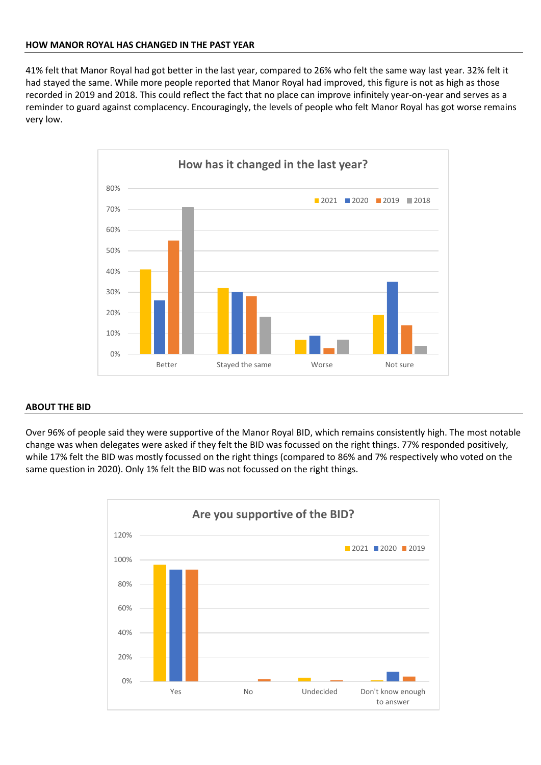## HOW MANOR ROYAL HAS CHANGED IN THE PAST YEAR

41% felt that Manor Royal had got better in the last year, compared to 26% who felt the same way last year. 32% felt it had stayed the same. While more people reported that Manor Royal had improved, this figure is not as high as those recorded in 2019 and 2018. This could reflect the fact that no place can improve infinitely year-on-year and serves as a reminder to guard against complacency. Encouragingly, the levels of people who felt Manor Royal has got worse remains very low.

**How has it changed in the last year?**

| | 2021 | 2020 | 2019 | 2018 |
|---|---|---|---|---|
| Better | 41% | 26% | 55% | 71% |
| Stayed the same | 32% | 30% | 28% | 18% |
| Worse | 7% | 9% | 3% | 7% |
| Not sure | 19% | 35% | 14% | 4% |

## ABOUT THE BID

Over 96% of people said they were supportive of the Manor Royal BID, which remains consistently high. The most notable change was when delegates were asked if they felt the BID was focussed on the right things. 77% responded positively, while 17% felt the BID was mostly focussed on the right things (compared to 86% and 7% respectively who voted on the same question in 2020). Only 1% felt the BID was not focussed on the right things.

**Are you supportive of the BID?**

| | 2021 | 2020 | 2019 |
|---|---|---|---|
| Yes | 96% | 92% | 92% |
| No | 0% | 0% | 2% |
| Undecided | 3% | 0% | 1% |
| Don't know enough to answer | 1% | 8% | 4% |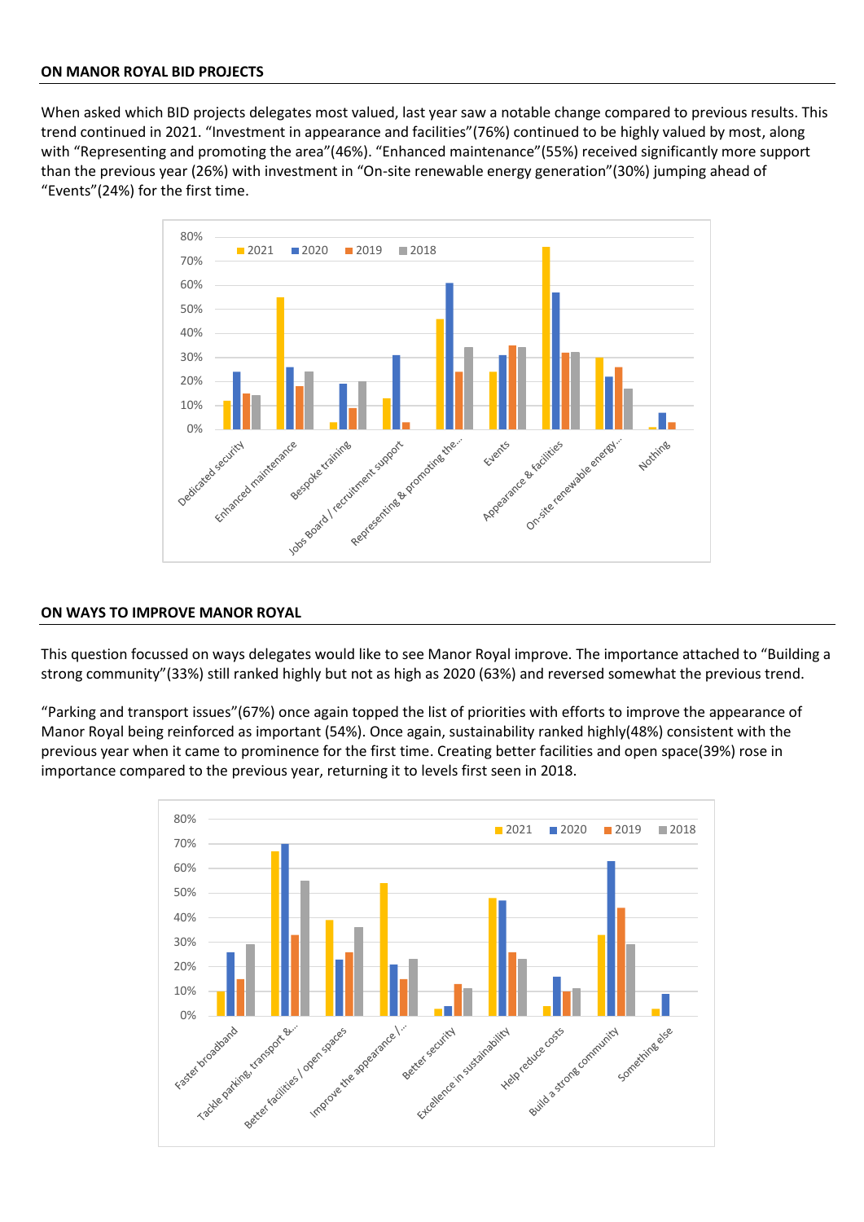## ON MANOR ROYAL BID PROJECTS

When asked which BID projects delegates most valued, last year saw a notable change compared to previous results. This trend continued in 2021. "Investment in appearance and facilities"(76%) continued to be highly valued by most, along with "Representing and promoting the area"(46%). "Enhanced maintenance"(55%) received significantly more support than the previous year (26%) with investment in "On-site renewable energy generation"(30%) jumping ahead of "Events"(24%) for the first time.

## ON WAYS TO IMPROVE MANOR ROYAL

This question focussed on ways delegates would like to see Manor Royal improve. The importance attached to "Building a strong community"(33%) still ranked highly but not as high as 2020 (63%) and reversed somewhat the previous trend.

"Parking and transport issues"(67%) once again topped the list of priorities with efforts to improve the appearance of Manor Royal being reinforced as important (54%). Once again, sustainability ranked highly(48%) consistent with the previous year when it came to prominence for the first time. Creating better facilities and open space(39%) rose in importance compared to the previous year, returning it to levels first seen in 2018.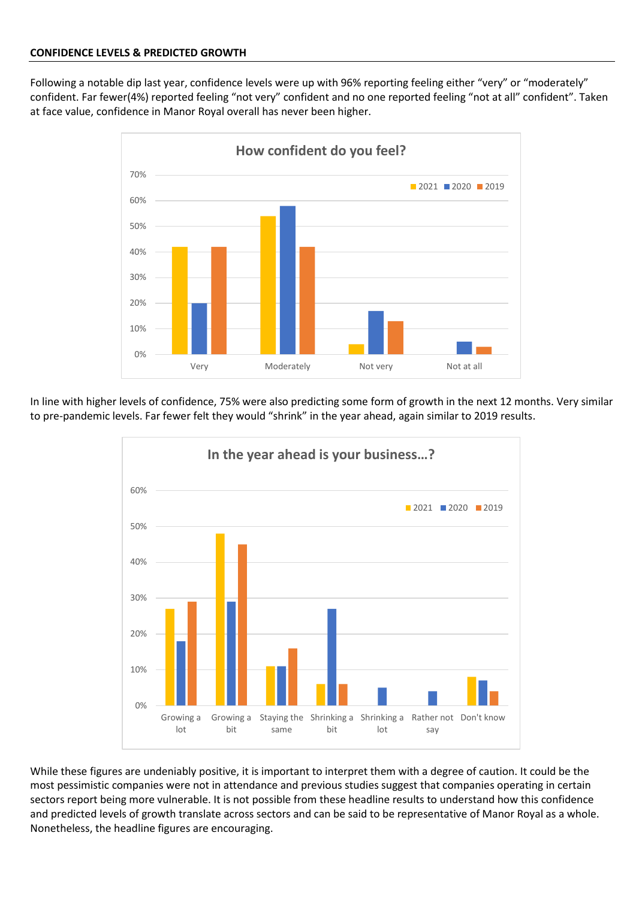**CONFIDENCE LEVELS & PREDICTED GROWTH**

Following a notable dip last year, confidence levels were up with 96% reporting feeling either "very" or "moderately" confident. Far fewer(4%) reported feeling "not very" confident and no one reported feeling "not at all" confident". Taken at face value, confidence in Manor Royal overall has never been higher.

**How confident do you feel?**

In line with higher levels of confidence, 75% were also predicting some form of growth in the next 12 months. Very similar to pre-pandemic levels. Far fewer felt they would "shrink" in the year ahead, again similar to 2019 results.

**In the year ahead is your business...?**

While these figures are undeniably positive, it is important to interpret them with a degree of caution. It could be the most pessimistic companies were not in attendance and previous studies suggest that companies operating in certain sectors report being more vulnerable. It is not possible from these headline results to understand how this confidence and predicted levels of growth translate across sectors and can be said to be representative of Manor Royal as a whole. Nonetheless, the headline figures are encouraging.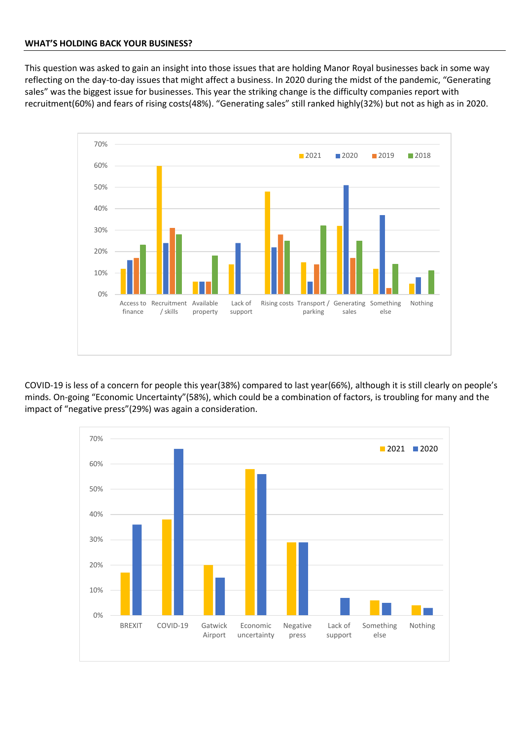**WHAT'S HOLDING BACK YOUR BUSINESS?**

This question was asked to gain an insight into those issues that are holding Manor Royal businesses back in some way reflecting on the day-to-day issues that might affect a business. In 2020 during the midst of the pandemic, "Generating sales" was the biggest issue for businesses. This year the striking change is the difficulty companies report with recruitment(60%) and fears of rising costs(48%). "Generating sales" still ranked highly(32%) but not as high as in 2020.

| | 2021 | 2020 | 2019 | 2018 |
|---|---|---|---|---|
| Access to finance | 12% | 16% | 17% | 23% |
| Recruitment / skills | 60% | 24% | 31% | 28% |
| Available property | 6% | 6% | 6% | 18% |
| Lack of support | 14% | 24% | | |
| Rising costs | 48% | 22% | 28% | 25% |
| Transport / parking | 15% | 6% | 14% | 32% |
| Generating sales | 32% | 51% | 17% | 25% |
| Something else | 12% | 37% | 3% | 14% |
| Nothing | 5% | 8% | | 11% |

COVID-19 is less of a concern for people this year(38%) compared to last year(66%), although it is still clearly on people's minds. On-going "Economic Uncertainty"(58%), which could be a combination of factors, is troubling for many and the impact of "negative press"(29%) was again a consideration.

| | 2021 | 2020 |
|---|---|---|
| BREXIT | 17% | 36% |
| COVID-19 | 38% | 66% |
| Gatwick Airport | 20% | 15% |
| Economic uncertainty | 58% | 56% |
| Negative press | 29% | 29% |
| Lack of support | | 7% |
| Something else | 6% | 5% |
| Nothing | 4% | 3% |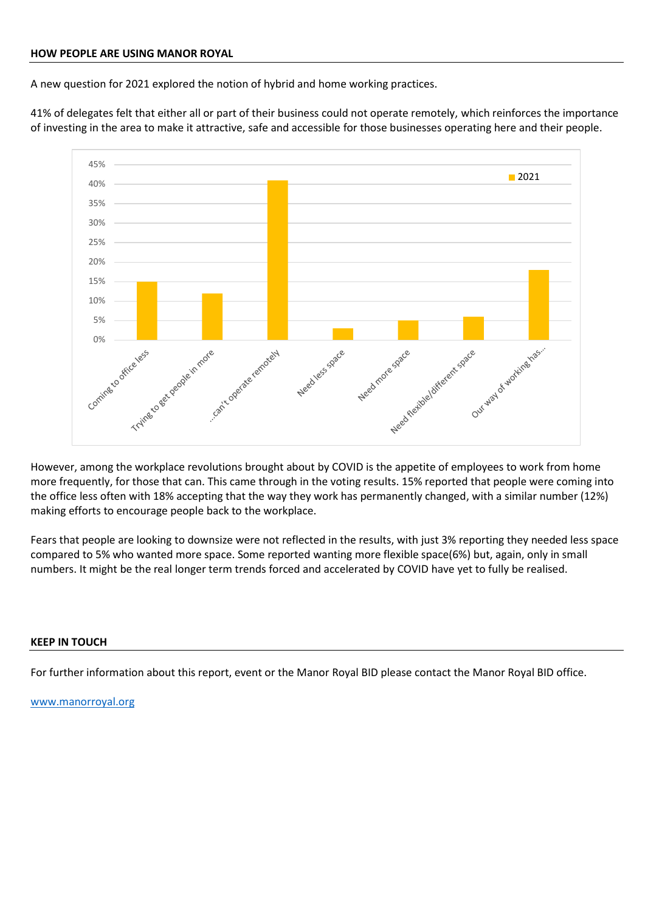## HOW PEOPLE ARE USING MANOR ROYAL

A new question for 2021 explored the notion of hybrid and home working practices.

41% of delegates felt that either all or part of their business could not operate remotely, which reinforces the importance of investing in the area to make it attractive, safe and accessible for those businesses operating here and their people.

45%
40%
35%
30%
25%
20%
15%
10%
5%
0%

2021

Coming to office less
Trying to get people in more
...can't operate remotely
Need less space
Need more space
Need flexible/different space
Our way of working has...

However, among the workplace revolutions brought about by COVID is the appetite of employees to work from home more frequently, for those that can. This came through in the voting results. 15% reported that people were coming into the office less often with 18% accepting that the way they work has permanently changed, with a similar number (12%) making efforts to encourage people back to the workplace.

Fears that people are looking to downsize were not reflected in the results, with just 3% reporting they needed less space compared to 5% who wanted more space. Some reported wanting more flexible space(6%) but, again, only in small numbers. It might be the real longer term trends forced and accelerated by COVID have yet to fully be realised.

## KEEP IN TOUCH

For further information about this report, event or the Manor Royal BID please contact the Manor Royal BID office.

www.manorroyal.org